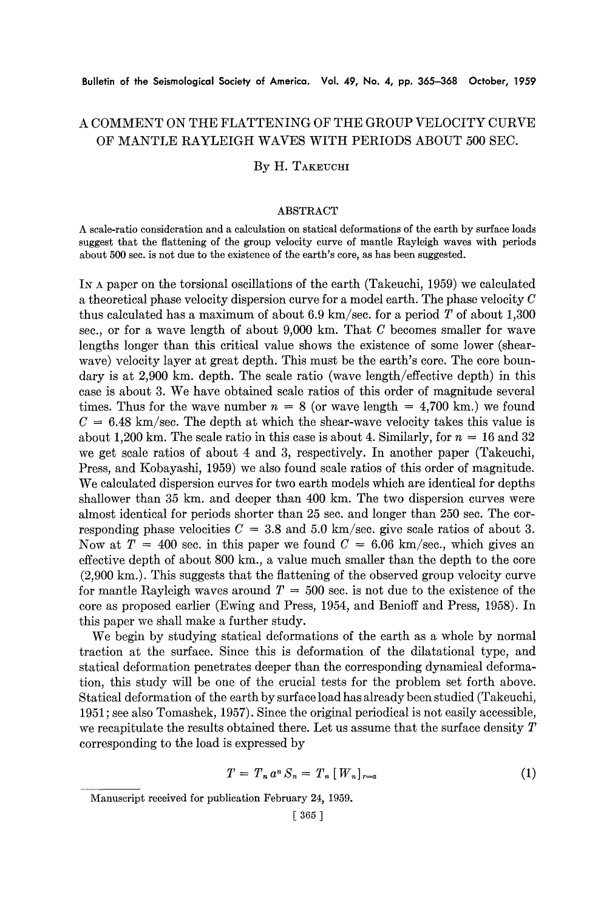# A COMMENT ON THE FLATTENING OF THE GROUP VELOCITY CURVE OF MANTLE RAYLEIGH WAVES WITH PERIODS ABOUT 500 SEC.

By H. Takeuchi

## ABSTRACT

A scale-ratio consideration and a calculation on statical deformations of the earth by surface loads suggest that the flattening of the group velocity curve of mantle Rayleigh waves with periods about 500 sec. is not due to the existence of the earth's core, as has been suggested.

In a paper on the torsional oscillations of the earth (Takeuchi, 1959) we calculated a theoretical phase velocity dispersion curve for a model earth. The phase velocity $C$ thus calculated has a maximum of about 6.9 km/sec. for a period $T$ of about 1,300 sec., or for a wave length of about 9,000 km. That $C$ becomes smaller for wave lengths longer than this critical value shows the existence of some lower (shear-wave) velocity layer at great depth. This must be the earth's core. The core boundary is at 2,900 km. depth. The scale ratio (wave length/effective depth) in this case is about 3. We have obtained scale ratios of this order of magnitude several times. Thus for the wave number $n = 8$ (or wave length $= 4{,}700$ km.) we found $C = 6.48$ km/sec. The depth at which the shear-wave velocity takes this value is about 1,200 km. The scale ratio in this case is about 4. Similarly, for $n = 16$ and 32 we get scale ratios of about 4 and 3, respectively. In another paper (Takeuchi, Press, and Kobayashi, 1959) we also found scale ratios of this order of magnitude. We calculated dispersion curves for two earth models which are identical for depths shallower than 35 km. and deeper than 400 km. The two dispersion curves were almost identical for periods shorter than 25 sec. and longer than 250 sec. The corresponding phase velocities $C = 3.8$ and 5.0 km/sec. give scale ratios of about 3. Now at $T = 400$ sec. in this paper we found $C = 6.06$ km/sec., which gives an effective depth of about 800 km., a value much smaller than the depth to the core (2,900 km.). This suggests that the flattening of the observed group velocity curve for mantle Rayleigh waves around $T = 500$ sec. is not due to the existence of the core as proposed earlier (Ewing and Press, 1954, and Benioff and Press, 1958). In this paper we shall make a further study.

We begin by studying statical deformations of the earth as a whole by normal traction at the surface. Since this is deformation of the dilatational type, and statical deformation penetrates deeper than the corresponding dynamical deformation, this study will be one of the crucial tests for the problem set forth above. Statical deformation of the earth by surface load has already been studied (Takeuchi, 1951; see also Tomashek, 1957). Since the original periodical is not easily accessible, we recapitulate the results obtained there. Let us assume that the surface density $T$ corresponding to the load is expressed by

$$T = T_n a^n S_n = T_n [W_n]_{r=a} \tag{1}$$

Manuscript received for publication February 24, 1959.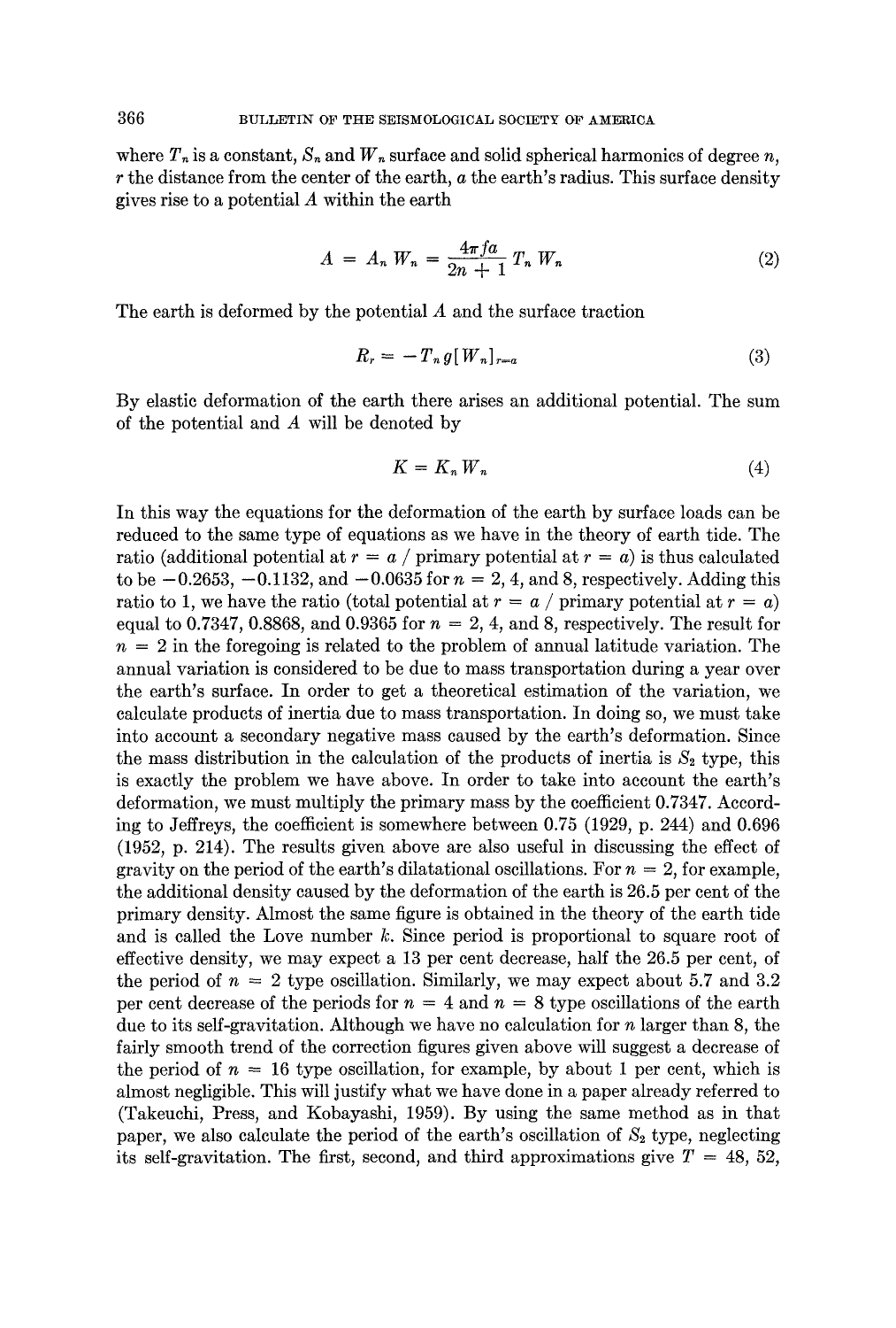where $T_n$ is a constant, $S_n$ and $W_n$ surface and solid spherical harmonics of degree $n$, $r$ the distance from the center of the earth, $a$ the earth's radius. This surface density gives rise to a potential $A$ within the earth

$$A = A_n W_n = \frac{4\pi f a}{2n + 1} T_n W_n \tag{2}$$

The earth is deformed by the potential $A$ and the surface traction

$$R_r = -T_n g [W_n]_{r=a} \tag{3}$$

By elastic deformation of the earth there arises an additional potential. The sum of the potential and $A$ will be denoted by

$$K = K_n W_n \tag{4}$$

In this way the equations for the deformation of the earth by surface loads can be reduced to the same type of equations as we have in the theory of earth tide. The ratio (additional potential at $r = a$ / primary potential at $r = a$) is thus calculated to be $-0.2653$, $-0.1132$, and $-0.0635$ for $n = 2, 4$, and 8, respectively. Adding this ratio to 1, we have the ratio (total potential at $r = a$ / primary potential at $r = a$) equal to 0.7347, 0.8868, and 0.9365 for $n = 2, 4$, and 8, respectively. The result for $n = 2$ in the foregoing is related to the problem of annual latitude variation. The annual variation is considered to be due to mass transportation during a year over the earth's surface. In order to get a theoretical estimation of the variation, we calculate products of inertia due to mass transportation. In doing so, we must take into account a secondary negative mass caused by the earth's deformation. Since the mass distribution in the calculation of the products of inertia is $S_2$ type, this is exactly the problem we have above. In order to take into account the earth's deformation, we must multiply the primary mass by the coefficient 0.7347. According to Jeffreys, the coefficient is somewhere between 0.75 (1929, p. 244) and 0.696 (1952, p. 214). The results given above are also useful in discussing the effect of gravity on the period of the earth's dilatational oscillations. For $n = 2$, for example, the additional density caused by the deformation of the earth is 26.5 per cent of the primary density. Almost the same figure is obtained in the theory of the earth tide and is called the Love number $k$. Since period is proportional to square root of effective density, we may expect a 13 per cent decrease, half the 26.5 per cent, of the period of $n = 2$ type oscillation. Similarly, we may expect about 5.7 and 3.2 per cent decrease of the periods for $n = 4$ and $n = 8$ type oscillations of the earth due to its self-gravitation. Although we have no calculation for $n$ larger than 8, the fairly smooth trend of the correction figures given above will suggest a decrease of the period of $n = 16$ type oscillation, for example, by about 1 per cent, which is almost negligible. This will justify what we have done in a paper already referred to (Takeuchi, Press, and Kobayashi, 1959). By using the same method as in that paper, we also calculate the period of the earth's oscillation of $S_2$ type, neglecting its self-gravitation. The first, second, and third approximations give $T = 48$, 52,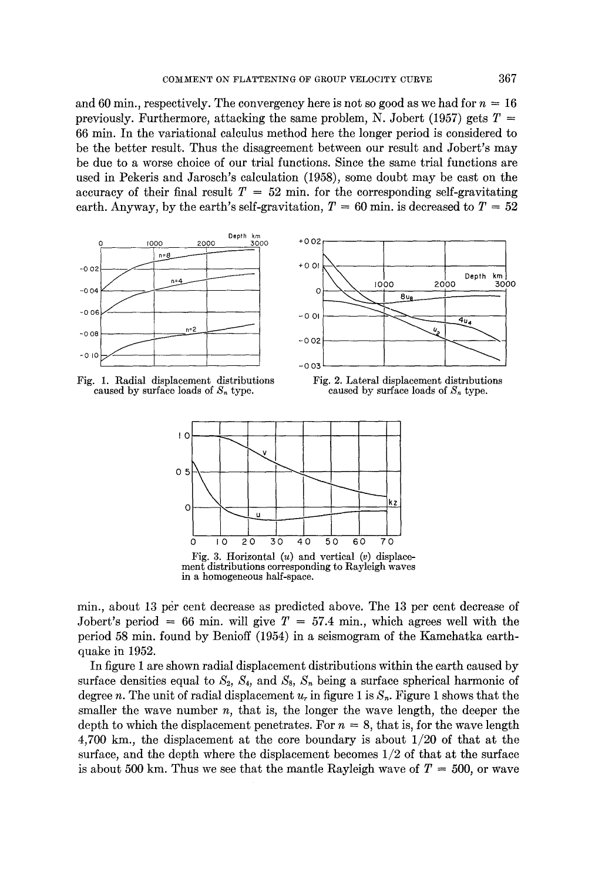and 60 min., respectively. The convergency here is not so good as we had for $n = 16$ previously. Furthermore, attacking the same problem, N. Jobert (1957) gets $T = 66$ min. In the variational calculus method here the longer period is considered to be the better result. Thus the disagreement between our result and Jobert's may be due to a worse choice of our trial functions. Since the same trial functions are used in Pekeris and Jarosch's calculation (1958), some doubt may be cast on the accuracy of their final result $T = 52$ min. for the corresponding self-gravitating earth. Anyway, by the earth's self-gravitation, $T = 60$ min. is decreased to $T = 52$

Fig. 1. Radial displacement distributions caused by surface loads of $S_n$ type.

Fig. 2. Lateral displacement distributions caused by surface loads of $S_n$ type.

Fig. 3. Horizontal ($u$) and vertical ($v$) displacement distributions corresponding to Rayleigh waves in a homogeneous half-space.

min., about 13 per cent decrease as predicted above. The 13 per cent decrease of Jobert's period = 66 min. will give $T = 57.4$ min., which agrees well with the period 58 min. found by Benioff (1954) in a seismogram of the Kamchatka earthquake in 1952.

In figure 1 are shown radial displacement distributions within the earth caused by surface densities equal to $S_2$, $S_4$, and $S_8$, $S_n$ being a surface spherical harmonic of degree $n$. The unit of radial displacement $u_r$ in figure 1 is $S_n$. Figure 1 shows that the smaller the wave number $n$, that is, the longer the wave length, the deeper the depth to which the displacement penetrates. For $n = 8$, that is, for the wave length 4,700 km., the displacement at the core boundary is about 1/20 of that at the surface, and the depth where the displacement becomes 1/2 of that at the surface is about 500 km. Thus we see that the mantle Rayleigh wave of $T = 500$, or wave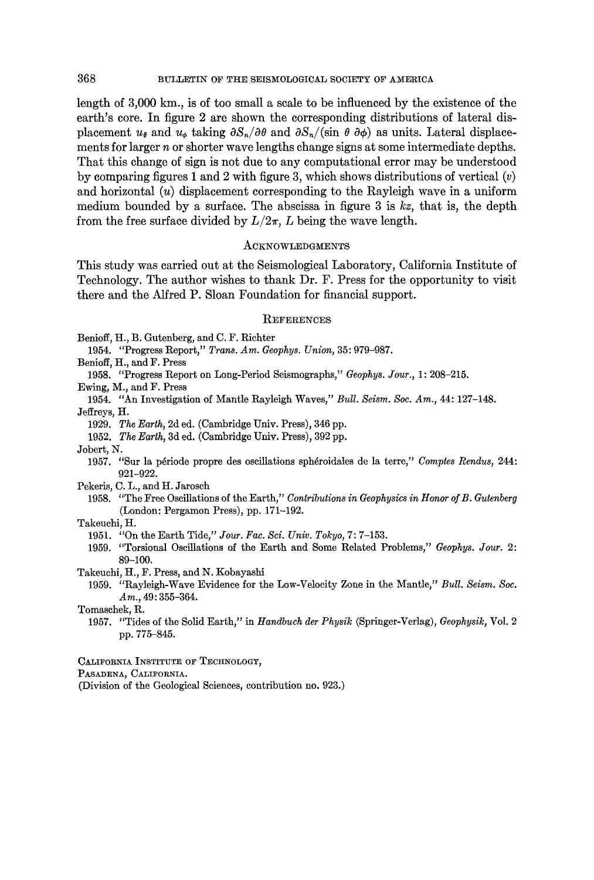length of 3,000 km., is of too small a scale to be influenced by the existence of the earth's core. In figure 2 are shown the corresponding distributions of lateral displacement $u_\theta$ and $u_\phi$ taking $\partial S_n/\partial\theta$ and $\partial S_n/(\sin\theta\,\partial\phi)$ as units. Lateral displacements for larger $n$ or shorter wave lengths change signs at some intermediate depths. That this change of sign is not due to any computational error may be understood by comparing figures 1 and 2 with figure 3, which shows distributions of vertical ($v$) and horizontal ($u$) displacement corresponding to the Rayleigh wave in a uniform medium bounded by a surface. The abscissa in figure 3 is $kz$, that is, the depth from the free surface divided by $L/2\pi$, $L$ being the wave length.

## Acknowledgments

This study was carried out at the Seismological Laboratory, California Institute of Technology. The author wishes to thank Dr. F. Press for the opportunity to visit there and the Alfred P. Sloan Foundation for financial support.

## References

Benioff, H., B. Gutenberg, and C. F. Richter
1954. "Progress Report," *Trans. Am. Geophys. Union*, 35: 979–987.

Benioff, H., and F. Press
1958. "Progress Report on Long-Period Seismographs," *Geophys. Jour.*, 1: 208–215.

Ewing, M., and F. Press
1954. "An Investigation of Mantle Rayleigh Waves," *Bull. Seism. Soc. Am.*, 44: 127–148.

Jeffreys, H.
1929. *The Earth*, 2d ed. (Cambridge Univ. Press), 346 pp.
1952. *The Earth*, 3d ed. (Cambridge Univ. Press), 392 pp.

Jobert, N.
1957. "Sur la période propre des oscillations sphéroidales de la terre," *Comptes Rendus*, 244: 921–922.

Pekeris, C. L., and H. Jarosch
1958. "The Free Oscillations of the Earth," *Contributions in Geophysics in Honor of B. Gutenberg* (London: Pergamon Press), pp. 171–192.

Takeuchi, H.
1951. "On the Earth Tide," *Jour. Fac. Sci. Univ. Tokyo*, 7: 7–153.
1959. "Torsional Oscillations of the Earth and Some Related Problems," *Geophys. Jour.* 2: 89–100.

Takeuchi, H., F. Press, and N. Kobayashi
1959. "Rayleigh-Wave Evidence for the Low-Velocity Zone in the Mantle," *Bull. Seism. Soc. Am.*, 49: 355–364.

Tomaschek, R.
1957. "Tides of the Solid Earth," in *Handbuch der Physik* (Springer-Verlag), *Geophysik*, Vol. 2 pp. 775–845.

California Institute of Technology,
Pasadena, California.
(Division of the Geological Sciences, contribution no. 923.)